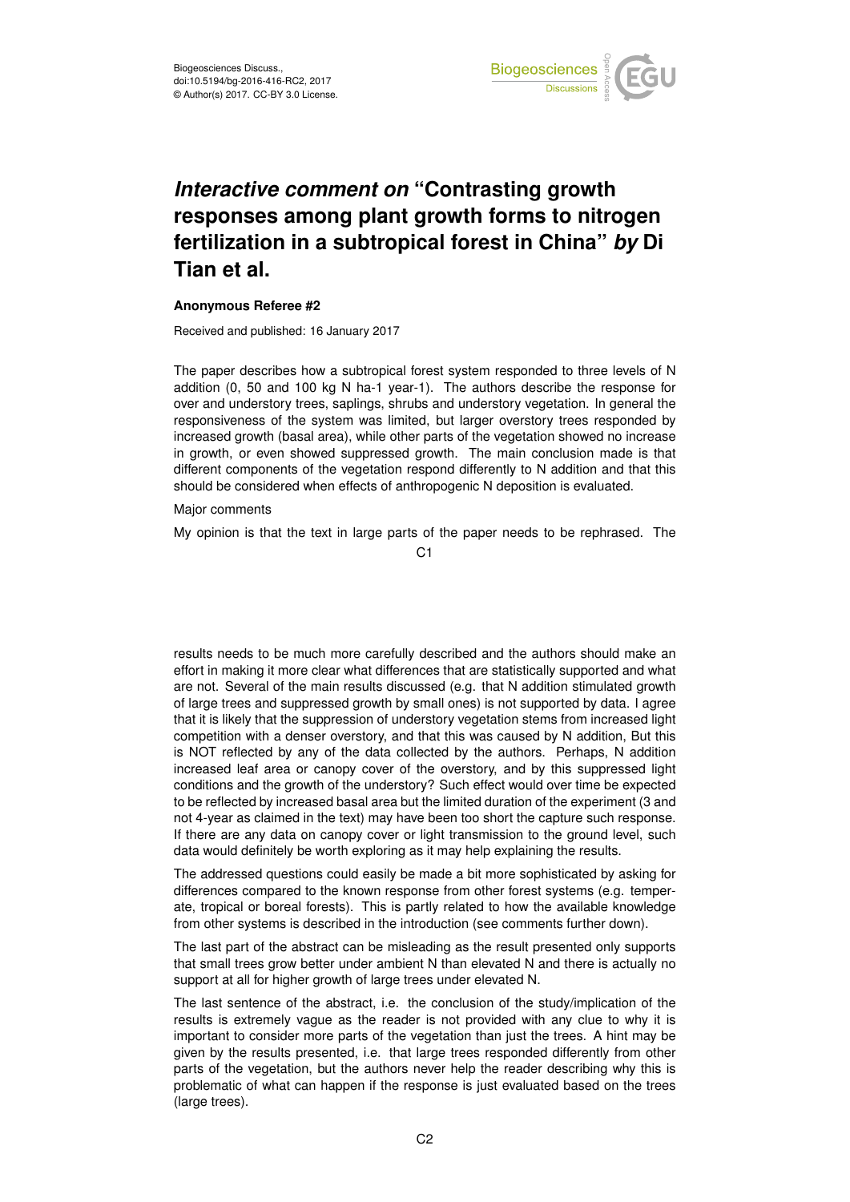# *Interactive comment on* "Contrasting growth responses among plant growth forms to nitrogen fertilization in a subtropical forest in China" *by* Di Tian et al.

**Anonymous Referee #2**

Received and published: 16 January 2017

The paper describes how a subtropical forest system responded to three levels of N addition (0, 50 and 100 kg N ha-1 year-1). The authors describe the response for over and understory trees, saplings, shrubs and understory vegetation. In general the responsiveness of the system was limited, but larger overstory trees responded by increased growth (basal area), while other parts of the vegetation showed no increase in growth, or even showed suppressed growth. The main conclusion made is that different components of the vegetation respond differently to N addition and that this should be considered when effects of anthropogenic N deposition is evaluated.

Major comments

My opinion is that the text in large parts of the paper needs to be rephrased. The results needs to be much more carefully described and the authors should make an effort in making it more clear what differences that are statistically supported and what are not. Several of the main results discussed (e.g. that N addition stimulated growth of large trees and suppressed growth by small ones) is not supported by data. I agree that it is likely that the suppression of understory vegetation stems from increased light competition with a denser overstory, and that this was caused by N addition, But this is NOT reflected by any of the data collected by the authors. Perhaps, N addition increased leaf area or canopy cover of the overstory, and by this suppressed light conditions and the growth of the understory? Such effect would over time be expected to be reflected by increased basal area but the limited duration of the experiment (3 and not 4-year as claimed in the text) may have been too short the capture such response. If there are any data on canopy cover or light transmission to the ground level, such data would definitely be worth exploring as it may help explaining the results.

The addressed questions could easily be made a bit more sophisticated by asking for differences compared to the known response from other forest systems (e.g. temperate, tropical or boreal forests). This is partly related to how the available knowledge from other systems is described in the introduction (see comments further down).

The last part of the abstract can be misleading as the result presented only supports that small trees grow better under ambient N than elevated N and there is actually no support at all for higher growth of large trees under elevated N.

The last sentence of the abstract, i.e. the conclusion of the study/implication of the results is extremely vague as the reader is not provided with any clue to why it is important to consider more parts of the vegetation than just the trees. A hint may be given by the results presented, i.e. that large trees responded differently from other parts of the vegetation, but the authors never help the reader describing why this is problematic of what can happen if the response is just evaluated based on the trees (large trees).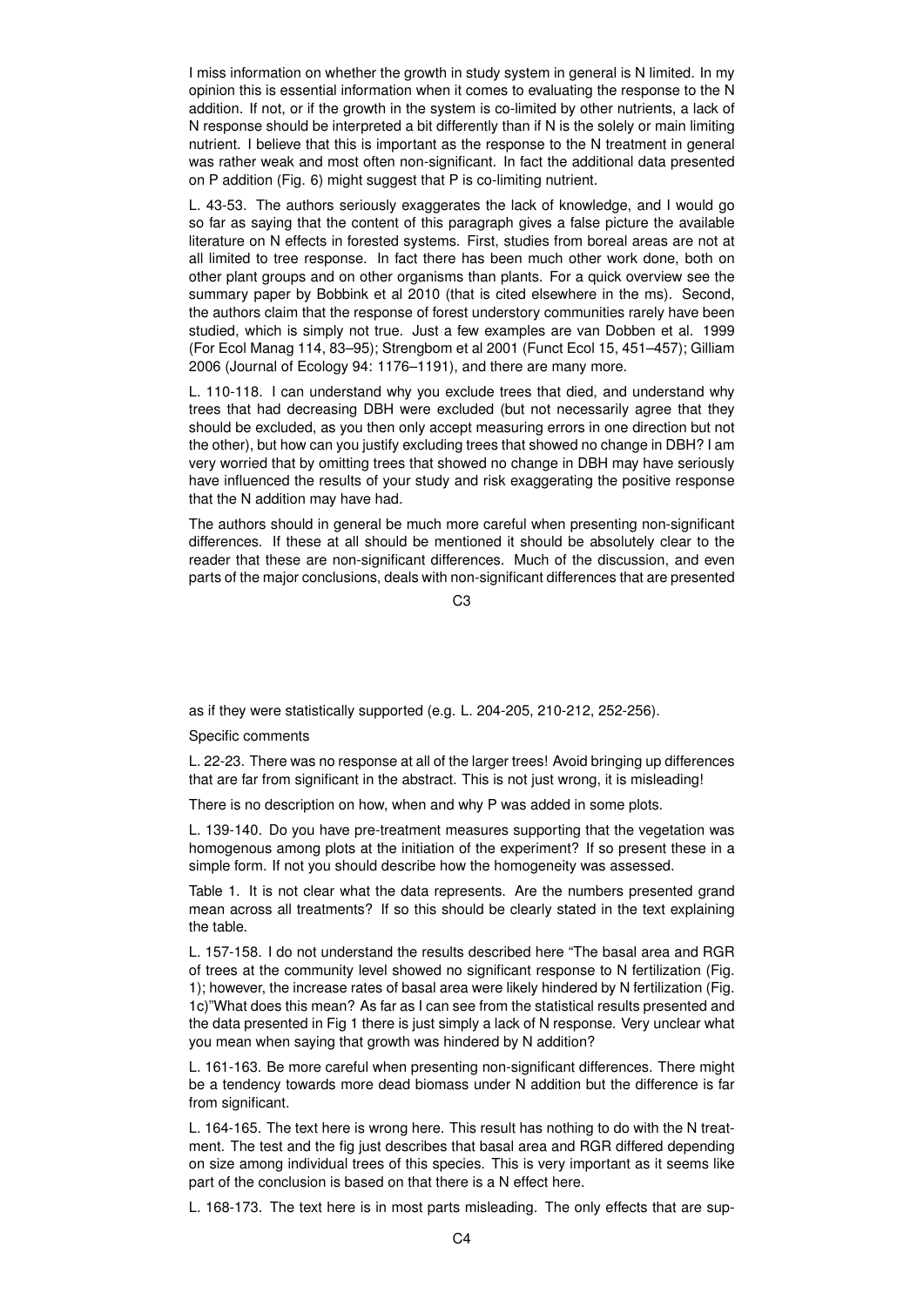I miss information on whether the growth in study system in general is N limited. In my opinion this is essential information when it comes to evaluating the response to the N addition. If not, or if the growth in the system is co-limited by other nutrients, a lack of N response should be interpreted a bit differently than if N is the solely or main limiting nutrient. I believe that this is important as the response to the N treatment in general was rather weak and most often non-significant. In fact the additional data presented on P addition (Fig. 6) might suggest that P is co-limiting nutrient.

L. 43-53. The authors seriously exaggerates the lack of knowledge, and I would go so far as saying that the content of this paragraph gives a false picture the available literature on N effects in forested systems. First, studies from boreal areas are not at all limited to tree response. In fact there has been much other work done, both on other plant groups and on other organisms than plants. For a quick overview see the summary paper by Bobbink et al 2010 (that is cited elsewhere in the ms). Second, the authors claim that the response of forest understory communities rarely have been studied, which is simply not true. Just a few examples are van Dobben et al. 1999 (For Ecol Manag 114, 83–95); Strengbom et al 2001 (Funct Ecol 15, 451–457); Gilliam 2006 (Journal of Ecology 94: 1176–1191), and there are many more.

L. 110-118. I can understand why you exclude trees that died, and understand why trees that had decreasing DBH were excluded (but not necessarily agree that they should be excluded, as you then only accept measuring errors in one direction but not the other), but how can you justify excluding trees that showed no change in DBH? I am very worried that by omitting trees that showed no change in DBH may have seriously have influenced the results of your study and risk exaggerating the positive response that the N addition may have had.

The authors should in general be much more careful when presenting non-significant differences. If these at all should be mentioned it should be absolutely clear to the reader that these are non-significant differences. Much of the discussion, and even parts of the major conclusions, deals with non-significant differences that are presented as if they were statistically supported (e.g. L. 204-205, 210-212, 252-256).

Specific comments

L. 22-23. There was no response at all of the larger trees! Avoid bringing up differences that are far from significant in the abstract. This is not just wrong, it is misleading!

There is no description on how, when and why P was added in some plots.

L. 139-140. Do you have pre-treatment measures supporting that the vegetation was homogenous among plots at the initiation of the experiment? If so present these in a simple form. If not you should describe how the homogeneity was assessed.

Table 1. It is not clear what the data represents. Are the numbers presented grand mean across all treatments? If so this should be clearly stated in the text explaining the table.

L. 157-158. I do not understand the results described here "The basal area and RGR of trees at the community level showed no significant response to N fertilization (Fig. 1); however, the increase rates of basal area were likely hindered by N fertilization (Fig. 1c)"What does this mean? As far as I can see from the statistical results presented and the data presented in Fig 1 there is just simply a lack of N response. Very unclear what you mean when saying that growth was hindered by N addition?

L. 161-163. Be more careful when presenting non-significant differences. There might be a tendency towards more dead biomass under N addition but the difference is far from significant.

L. 164-165. The text here is wrong here. This result has nothing to do with the N treatment. The test and the fig just describes that basal area and RGR differed depending on size among individual trees of this species. This is very important as it seems like part of the conclusion is based on that there is a N effect here.

L. 168-173. The text here is in most parts misleading. The only effects that are sup-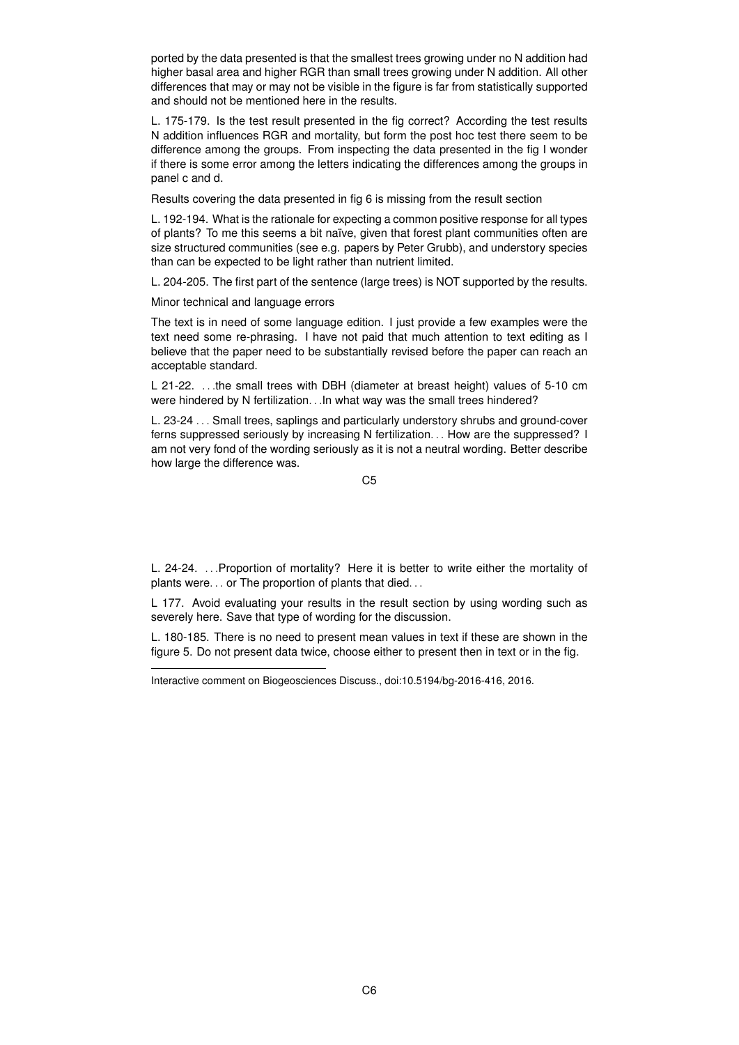ported by the data presented is that the smallest trees growing under no N addition had higher basal area and higher RGR than small trees growing under N addition. All other differences that may or may not be visible in the figure is far from statistically supported and should not be mentioned here in the results.

L. 175-179. Is the test result presented in the fig correct? According the test results N addition influences RGR and mortality, but form the post hoc test there seem to be difference among the groups. From inspecting the data presented in the fig I wonder if there is some error among the letters indicating the differences among the groups in panel c and d.

Results covering the data presented in fig 6 is missing from the result section

L. 192-194. What is the rationale for expecting a common positive response for all types of plants? To me this seems a bit naïve, given that forest plant communities often are size structured communities (see e.g. papers by Peter Grubb), and understory species than can be expected to be light rather than nutrient limited.

L. 204-205. The first part of the sentence (large trees) is NOT supported by the results.

Minor technical and language errors

The text is in need of some language edition. I just provide a few examples were the text need some re-phrasing. I have not paid that much attention to text editing as I believe that the paper need to be substantially revised before the paper can reach an acceptable standard.

L 21-22. . . .the small trees with DBH (diameter at breast height) values of 5-10 cm were hindered by N fertilization. . .In what way was the small trees hindered?

L. 23-24 . . . Small trees, saplings and particularly understory shrubs and ground-cover ferns suppressed seriously by increasing N fertilization. . . How are the suppressed? I am not very fond of the wording seriously as it is not a neutral wording. Better describe how large the difference was.

L. 24-24. . . .Proportion of mortality? Here it is better to write either the mortality of plants were. . . or The proportion of plants that died. . .

L 177. Avoid evaluating your results in the result section by using wording such as severely here. Save that type of wording for the discussion.

L. 180-185. There is no need to present mean values in text if these are shown in the figure 5. Do not present data twice, choose either to present then in text or in the fig.

---

Interactive comment on Biogeosciences Discuss., doi:10.5194/bg-2016-416, 2016.